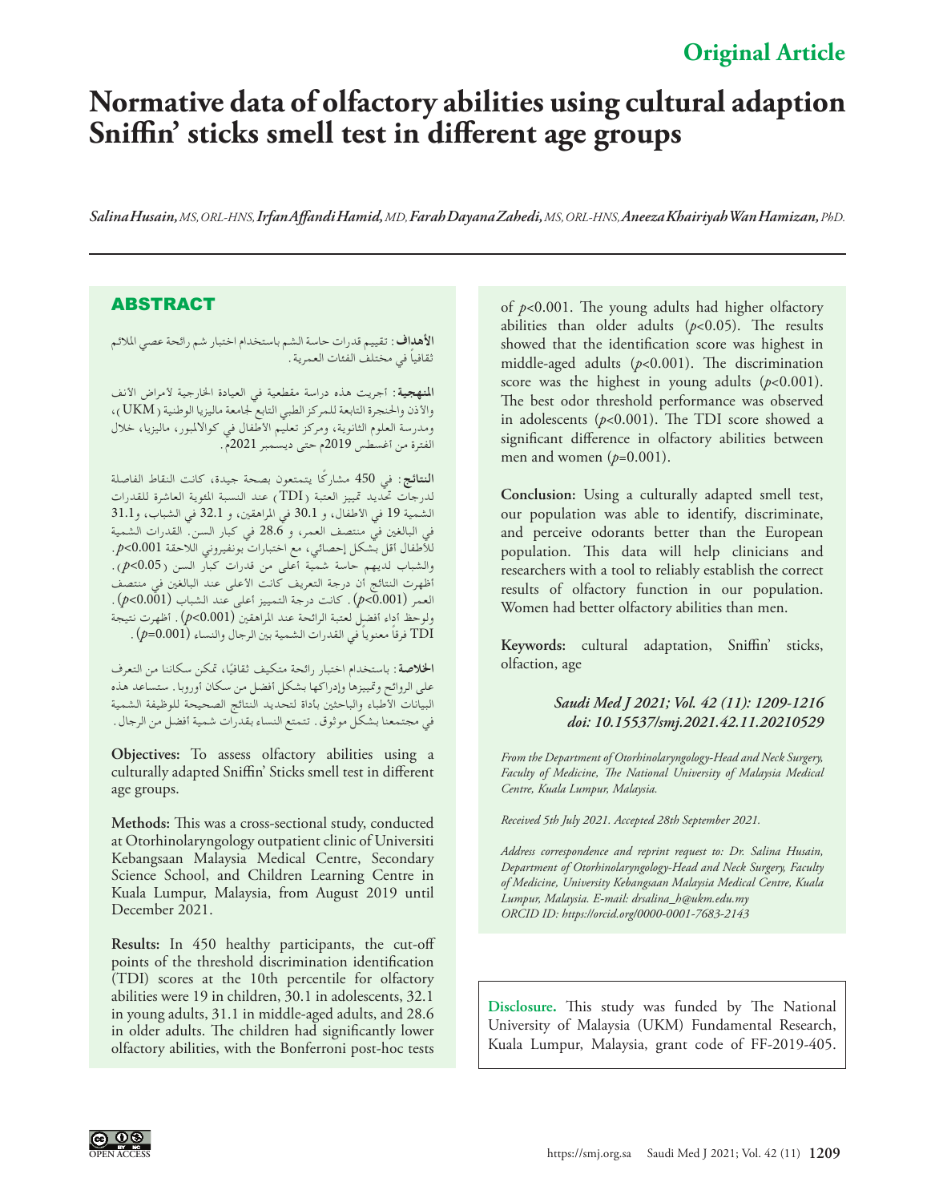Original Article

# Normative data of olfactory abilities using cultural adaption Sniffin' sticks smell test in different age groups

*Salina Husain, MS, ORL-HNS, Irfan Affandi Hamid, MD, Farah Dayana Zahedi, MS, ORL-HNS, Aneeza Khairiyah Wan Hamizan, PhD.*

## ABSTRACT

**الأهداف**: تقييم قدرات حاسة الشم باستخدام اختبار شم رائحة عصي الملائم ثقافياً في مختلف الفئات العمرية.

**المنهجية**: أجريت هذه دراسة مقطعية في العيادة الخارجية لأمراض الأنف والأذن والحنجرة التابعة للمركز الطبي التابع لجامعة ماليزيا الوطنية (UKM)، ومدرسة العلوم الثانوية، ومركز تعليم الأطفال في كوالالمبور، ماليزيا، خلال الفترة من أغسطس 2019م حتى ديسمبر 2021م.

**النتائج**: في 450 مشاركًا يتمتعون بصحة جيدة، كانت النقاط الفاصلة لدرجات تحديد تمييز العتبة (TDI) عند النسبة المئوية العاشرة للقدرات الشمية 19 في الأطفال، و 30.1 في المراهقين، و 32.1 في الشباب، و31.1 في البالغين في منتصف العمر، و 28.6 في كبار السن. القدرات الشمية للأطفال أقل بشكل إحصائي، مع اختبارات بونفيروني اللاحقة $p$<0.001. والشباب لديهم حاسة شمية أعلى من قدرات كبار السن ($p$<0.05). أظهرت النتائج أن درجة التعريف كانت الأعلى عند البالغين في منتصف العمر ($p$<0.001). كانت درجة التمييز أعلى عند الشباب ($p$<0.001). ولوحظ أداء أفضل لعتبة الرائحة عند المراهقين ($p$<0.001). أظهرت نتيجة TDI فرقاً معنوياً في القدرات الشمية بين الرجال والنساء ($p$=0.001).

**الخلاصة**: باستخدام اختبار رائحة متكيف ثقافيًا، تمكن سكاننا من التعرف على الروائح وتمييزها وإدراكها بشكل أفضل من سكان أوروبا. ستساعد هذه البيانات الأطباء والباحثين بأداة لتحديد النتائج الصحيحة للوظيفة الشمية في مجتمعنا بشكل موثوق. تتمتع النساء بقدرات شمية أفضل من الرجال.

**Objectives:** To assess olfactory abilities using a culturally adapted Sniffin' Sticks smell test in different age groups.

**Methods:** This was a cross-sectional study, conducted at Otorhinolaryngology outpatient clinic of Universiti Kebangsaan Malaysia Medical Centre, Secondary Science School, and Children Learning Centre in Kuala Lumpur, Malaysia, from August 2019 until December 2021.

**Results:** In 450 healthy participants, the cut-off points of the threshold discrimination identification (TDI) scores at the 10th percentile for olfactory abilities were 19 in children, 30.1 in adolescents, 32.1 in young adults, 31.1 in middle-aged adults, and 28.6 in older adults. The children had significantly lower olfactory abilities, with the Bonferroni post-hoc tests of $p$<0.001. The young adults had higher olfactory abilities than older adults ($p$<0.05). The results showed that the identification score was highest in middle-aged adults ($p$<0.001). The discrimination score was the highest in young adults ($p$<0.001). The best odor threshold performance was observed in adolescents ($p$<0.001). The TDI score showed a significant difference in olfactory abilities between men and women ($p$=0.001).

**Conclusion:** Using a culturally adapted smell test, our population was able to identify, discriminate, and perceive odorants better than the European population. This data will help clinicians and researchers with a tool to reliably establish the correct results of olfactory function in our population. Women had better olfactory abilities than men.

**Keywords:** cultural adaptation, Sniffin' sticks, olfaction, age

***Saudi Med J 2021; Vol. 42 (11): 1209-1216***
***doi: 10.15537/smj.2021.42.11.20210529***

*From the Department of Otorhinolaryngology-Head and Neck Surgery, Faculty of Medicine, The National University of Malaysia Medical Centre, Kuala Lumpur, Malaysia.*

*Received 5th July 2021. Accepted 28th September 2021.*

*Address correspondence and reprint request to: Dr. Salina Husain, Department of Otorhinolaryngology-Head and Neck Surgery, Faculty of Medicine, University Kebangsaan Malaysia Medical Centre, Kuala Lumpur, Malaysia. E-mail: drsalina_h@ukm.edu.my*
*ORCID ID: https://orcid.org/0000-0001-7683-2143*

**Disclosure.** This study was funded by The National University of Malaysia (UKM) Fundamental Research, Kuala Lumpur, Malaysia, grant code of FF-2019-405.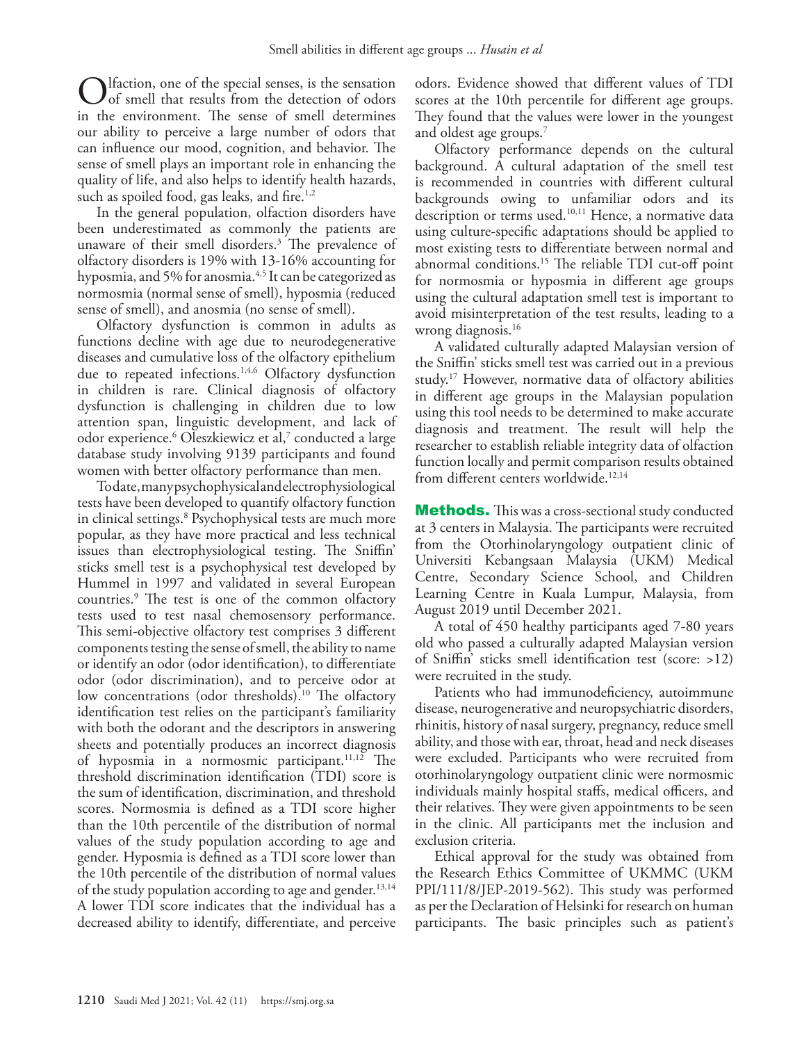Olfaction, one of the special senses, is the sensation of smell that results from the detection of odors in the environment. The sense of smell determines our ability to perceive a large number of odors that can influence our mood, cognition, and behavior. The sense of smell plays an important role in enhancing the quality of life, and also helps to identify health hazards, such as spoiled food, gas leaks, and fire.[1,2]

In the general population, olfaction disorders have been underestimated as commonly the patients are unaware of their smell disorders.[3] The prevalence of olfactory disorders is 19% with 13-16% accounting for hyposmia, and 5% for anosmia.[4,5] It can be categorized as normosmia (normal sense of smell), hyposmia (reduced sense of smell), and anosmia (no sense of smell).

Olfactory dysfunction is common in adults as functions decline with age due to neurodegenerative diseases and cumulative loss of the olfactory epithelium due to repeated infections.[1,4,6] Olfactory dysfunction in children is rare. Clinical diagnosis of olfactory dysfunction is challenging in children due to low attention span, linguistic development, and lack of odor experience.[6] Oleszkiewicz et al,[7] conducted a large database study involving 9139 participants and found women with better olfactory performance than men.

To date, many psychophysical and electrophysiological tests have been developed to quantify olfactory function in clinical settings.[8] Psychophysical tests are much more popular, as they have more practical and less technical issues than electrophysiological testing. The Sniffin' sticks smell test is a psychophysical test developed by Hummel in 1997 and validated in several European countries.[9] The test is one of the common olfactory tests used to test nasal chemosensory performance. This semi-objective olfactory test comprises 3 different components testing the sense of smell, the ability to name or identify an odor (odor identification), to differentiate odor (odor discrimination), and to perceive odor at low concentrations (odor thresholds).[10] The olfactory identification test relies on the participant's familiarity with both the odorant and the descriptors in answering sheets and potentially produces an incorrect diagnosis of hyposmia in a normosmic participant.[11,12] The threshold discrimination identification (TDI) score is the sum of identification, discrimination, and threshold scores. Normosmia is defined as a TDI score higher than the 10th percentile of the distribution of normal values of the study population according to age and gender. Hyposmia is defined as a TDI score lower than the 10th percentile of the distribution of normal values of the study population according to age and gender.[13,14] A lower TDI score indicates that the individual has a decreased ability to identify, differentiate, and perceive odors. Evidence showed that different values of TDI scores at the 10th percentile for different age groups. They found that the values were lower in the youngest and oldest age groups.[7]

Olfactory performance depends on the cultural background. A cultural adaptation of the smell test is recommended in countries with different cultural backgrounds owing to unfamiliar odors and its description or terms used.[10,11] Hence, a normative data using culture-specific adaptations should be applied to most existing tests to differentiate between normal and abnormal conditions.[15] The reliable TDI cut-off point for normosmia or hyposmia in different age groups using the cultural adaptation smell test is important to avoid misinterpretation of the test results, leading to a wrong diagnosis.[16]

A validated culturally adapted Malaysian version of the Sniffin' sticks smell test was carried out in a previous study.[17] However, normative data of olfactory abilities in different age groups in the Malaysian population using this tool needs to be determined to make accurate diagnosis and treatment. The result will help the researcher to establish reliable integrity data of olfaction function locally and permit comparison results obtained from different centers worldwide.[12,14]

## Methods.

This was a cross-sectional study conducted at 3 centers in Malaysia. The participants were recruited from the Otorhinolaryngology outpatient clinic of Universiti Kebangsaan Malaysia (UKM) Medical Centre, Secondary Science School, and Children Learning Centre in Kuala Lumpur, Malaysia, from August 2019 until December 2021.

A total of 450 healthy participants aged 7-80 years old who passed a culturally adapted Malaysian version of Sniffin' sticks smell identification test (score: >12) were recruited in the study.

Patients who had immunodeficiency, autoimmune disease, neurogenerative and neuropsychiatric disorders, rhinitis, history of nasal surgery, pregnancy, reduce smell ability, and those with ear, throat, head and neck diseases were excluded. Participants who were recruited from otorhinolaryngology outpatient clinic were normosmic individuals mainly hospital staffs, medical officers, and their relatives. They were given appointments to be seen in the clinic. All participants met the inclusion and exclusion criteria.

Ethical approval for the study was obtained from the Research Ethics Committee of UKMMC (UKM PPI/111/8/JEP-2019-562). This study was performed as per the Declaration of Helsinki for research on human participants. The basic principles such as patient's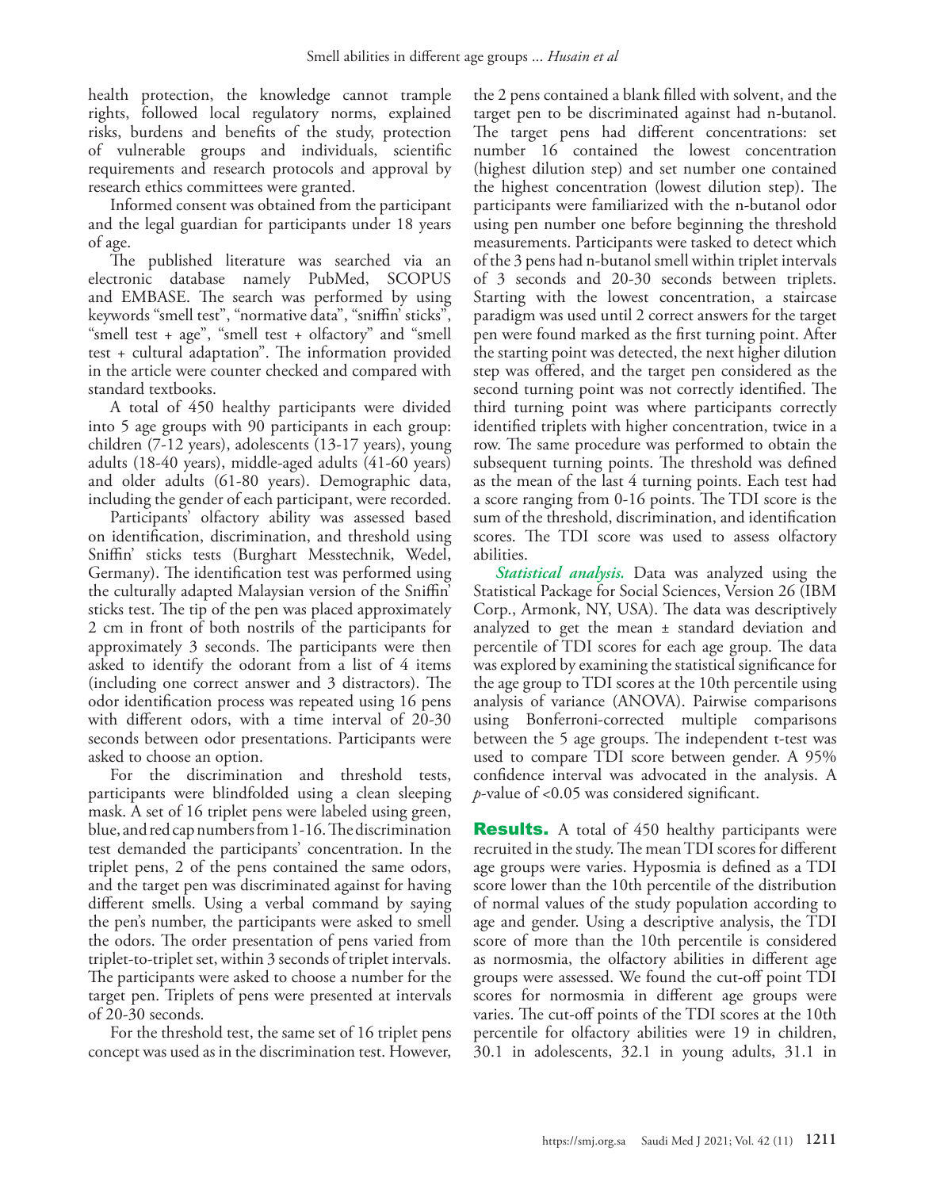health protection, the knowledge cannot trample rights, followed local regulatory norms, explained risks, burdens and benefits of the study, protection of vulnerable groups and individuals, scientific requirements and research protocols and approval by research ethics committees were granted.

Informed consent was obtained from the participant and the legal guardian for participants under 18 years of age.

The published literature was searched via an electronic database namely PubMed, SCOPUS and EMBASE. The search was performed by using keywords "smell test", "normative data", "sniffin' sticks", "smell test + age", "smell test + olfactory" and "smell test + cultural adaptation". The information provided in the article were counter checked and compared with standard textbooks.

A total of 450 healthy participants were divided into 5 age groups with 90 participants in each group: children (7-12 years), adolescents (13-17 years), young adults (18-40 years), middle-aged adults (41-60 years) and older adults (61-80 years). Demographic data, including the gender of each participant, were recorded.

Participants' olfactory ability was assessed based on identification, discrimination, and threshold using Sniffin' sticks tests (Burghart Messtechnik, Wedel, Germany). The identification test was performed using the culturally adapted Malaysian version of the Sniffin' sticks test. The tip of the pen was placed approximately 2 cm in front of both nostrils of the participants for approximately 3 seconds. The participants were then asked to identify the odorant from a list of 4 items (including one correct answer and 3 distractors). The odor identification process was repeated using 16 pens with different odors, with a time interval of 20-30 seconds between odor presentations. Participants were asked to choose an option.

For the discrimination and threshold tests, participants were blindfolded using a clean sleeping mask. A set of 16 triplet pens were labeled using green, blue, and red cap numbers from 1-16. The discrimination test demanded the participants' concentration. In the triplet pens, 2 of the pens contained the same odors, and the target pen was discriminated against for having different smells. Using a verbal command by saying the pen's number, the participants were asked to smell the odors. The order presentation of pens varied from triplet-to-triplet set, within 3 seconds of triplet intervals. The participants were asked to choose a number for the target pen. Triplets of pens were presented at intervals of 20-30 seconds.

For the threshold test, the same set of 16 triplet pens concept was used as in the discrimination test. However, the 2 pens contained a blank filled with solvent, and the target pen to be discriminated against had n-butanol. The target pens had different concentrations: set number 16 contained the lowest concentration (highest dilution step) and set number one contained the highest concentration (lowest dilution step). The participants were familiarized with the n-butanol odor using pen number one before beginning the threshold measurements. Participants were tasked to detect which of the 3 pens had n-butanol smell within triplet intervals of 3 seconds and 20-30 seconds between triplets. Starting with the lowest concentration, a staircase paradigm was used until 2 correct answers for the target pen were found marked as the first turning point. After the starting point was detected, the next higher dilution step was offered, and the target pen considered as the second turning point was not correctly identified. The third turning point was where participants correctly identified triplets with higher concentration, twice in a row. The same procedure was performed to obtain the subsequent turning points. The threshold was defined as the mean of the last 4 turning points. Each test had a score ranging from 0-16 points. The TDI score is the sum of the threshold, discrimination, and identification scores. The TDI score was used to assess olfactory abilities.

***Statistical analysis.*** Data was analyzed using the Statistical Package for Social Sciences, Version 26 (IBM Corp., Armonk, NY, USA). The data was descriptively analyzed to get the mean ± standard deviation and percentile of TDI scores for each age group. The data was explored by examining the statistical significance for the age group to TDI scores at the 10th percentile using analysis of variance (ANOVA). Pairwise comparisons using Bonferroni-corrected multiple comparisons between the 5 age groups. The independent t-test was used to compare TDI score between gender. A 95% confidence interval was advocated in the analysis. A $p$-value of <0.05 was considered significant.

## Results.

A total of 450 healthy participants were recruited in the study. The mean TDI scores for different age groups were varies. Hyposmia is defined as a TDI score lower than the 10th percentile of the distribution of normal values of the study population according to age and gender. Using a descriptive analysis, the TDI score of more than the 10th percentile is considered as normosmia, the olfactory abilities in different age groups were assessed. We found the cut-off point TDI scores for normosmia in different age groups were varies. The cut-off points of the TDI scores at the 10th percentile for olfactory abilities were 19 in children, 30.1 in adolescents, 32.1 in young adults, 31.1 in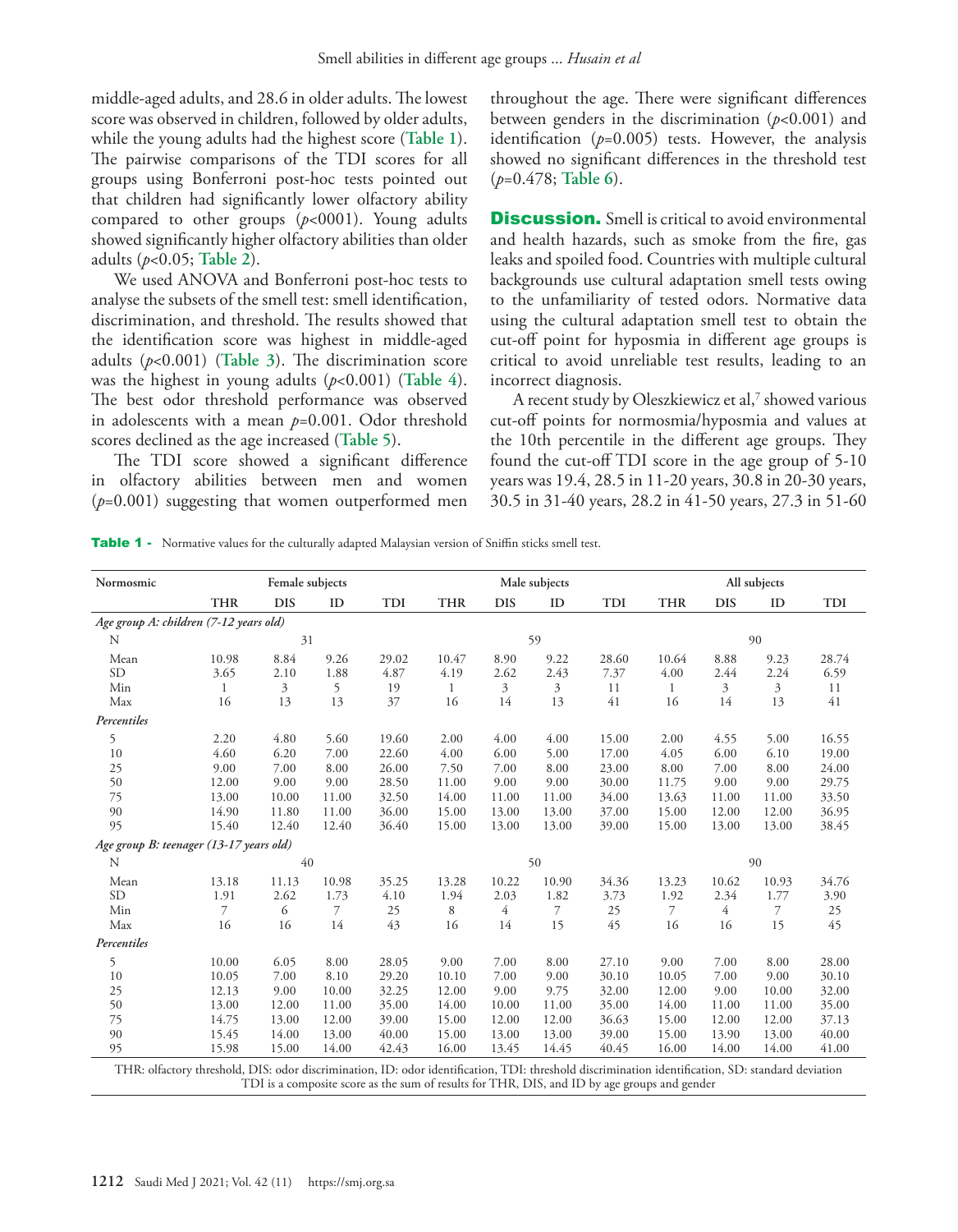middle-aged adults, and 28.6 in older adults. The lowest score was observed in children, followed by older adults, while the young adults had the highest score (**Table 1**). The pairwise comparisons of the TDI scores for all groups using Bonferroni post-hoc tests pointed out that children had significantly lower olfactory ability compared to other groups ($p$<0001). Young adults showed significantly higher olfactory abilities than older adults ($p<0.05$; **Table 2**).

We used ANOVA and Bonferroni post-hoc tests to analyse the subsets of the smell test: smell identification, discrimination, and threshold. The results showed that the identification score was highest in middle-aged adults ($p<0.001$) (**Table 3**). The discrimination score was the highest in young adults ($p<0.001$) (**Table 4**). The best odor threshold performance was observed in adolescents with a mean $p=0.001$. Odor threshold scores declined as the age increased (**Table 5**).

The TDI score showed a significant difference in olfactory abilities between men and women ($p=0.001$) suggesting that women outperformed men throughout the age. There were significant differences between genders in the discrimination ($p<0.001$) and identification ($p=0.005$) tests. However, the analysis showed no significant differences in the threshold test ($p=0.478$; **Table 6**).

## Discussion.

Smell is critical to avoid environmental and health hazards, such as smoke from the fire, gas leaks and spoiled food. Countries with multiple cultural backgrounds use cultural adaptation smell tests owing to the unfamiliarity of tested odors. Normative data using the cultural adaptation smell test to obtain the cut-off point for hyposmia in different age groups is critical to avoid unreliable test results, leading to an incorrect diagnosis.

A recent study by Oleszkiewicz et al,[7] showed various cut-off points for normosmia/hyposmia and values at the 10th percentile in the different age groups. They found the cut-off TDI score in the age group of 5-10 years was 19.4, 28.5 in 11-20 years, 30.8 in 20-30 years, 30.5 in 31-40 years, 28.2 in 41-50 years, 27.3 in 51-60

**Table 1 -** Normative values for the culturally adapted Malaysian version of Sniffin sticks smell test.

| Normosmic | Female subjects | | | | Male subjects | | | | All subjects | | | |
|---|---|---|---|---|---|---|---|---|---|---|---|---|
| | THR | DIS | ID | TDI | THR | DIS | ID | TDI | THR | DIS | ID | TDI |
| *Age group A: children (7-12 years old)* | | | | | | | | | | | | |
| N | 31 | | | | 59 | | | | 90 | | | |
| Mean | 10.98 | 8.84 | 9.26 | 29.02 | 10.47 | 8.90 | 9.22 | 28.60 | 10.64 | 8.88 | 9.23 | 28.74 |
| SD | 3.65 | 2.10 | 1.88 | 4.87 | 4.19 | 2.62 | 2.43 | 7.37 | 4.00 | 2.44 | 2.24 | 6.59 |
| Min | 1 | 3 | 5 | 19 | 1 | 3 | 3 | 11 | 1 | 3 | 3 | 11 |
| Max | 16 | 13 | 13 | 37 | 16 | 14 | 13 | 41 | 16 | 14 | 13 | 41 |
| *Percentiles* | | | | | | | | | | | | |
| 5 | 2.20 | 4.80 | 5.60 | 19.60 | 2.00 | 4.00 | 4.00 | 15.00 | 2.00 | 4.55 | 5.00 | 16.55 |
| 10 | 4.60 | 6.20 | 7.00 | 22.60 | 4.00 | 6.00 | 5.00 | 17.00 | 4.05 | 6.00 | 6.10 | 19.00 |
| 25 | 9.00 | 7.00 | 8.00 | 26.00 | 7.50 | 7.00 | 8.00 | 23.00 | 8.00 | 7.00 | 8.00 | 24.00 |
| 50 | 12.00 | 9.00 | 9.00 | 28.50 | 11.00 | 9.00 | 9.00 | 30.00 | 11.75 | 9.00 | 9.00 | 29.75 |
| 75 | 13.00 | 10.00 | 11.00 | 32.50 | 14.00 | 11.00 | 11.00 | 34.00 | 13.63 | 11.00 | 11.00 | 33.50 |
| 90 | 14.90 | 11.80 | 11.00 | 36.00 | 15.00 | 13.00 | 13.00 | 37.00 | 15.00 | 12.00 | 12.00 | 36.95 |
| 95 | 15.40 | 12.40 | 12.40 | 36.40 | 15.00 | 13.00 | 13.00 | 39.00 | 15.00 | 13.00 | 13.00 | 38.45 |
| *Age group B: teenager (13-17 years old)* | | | | | | | | | | | | |
| N | 40 | | | | 50 | | | | 90 | | | |
| Mean | 13.18 | 11.13 | 10.98 | 35.25 | 13.28 | 10.22 | 10.90 | 34.36 | 13.23 | 10.62 | 10.93 | 34.76 |
| SD | 1.91 | 2.62 | 1.73 | 4.10 | 1.94 | 2.03 | 1.82 | 3.73 | 1.92 | 2.34 | 1.77 | 3.90 |
| Min | 7 | 6 | 7 | 25 | 8 | 4 | 7 | 25 | 7 | 4 | 7 | 25 |
| Max | 16 | 16 | 14 | 43 | 16 | 14 | 15 | 45 | 16 | 16 | 15 | 45 |
| *Percentiles* | | | | | | | | | | | | |
| 5 | 10.00 | 6.05 | 8.00 | 28.05 | 9.00 | 7.00 | 8.00 | 27.10 | 9.00 | 7.00 | 8.00 | 28.00 |
| 10 | 10.05 | 7.00 | 8.10 | 29.20 | 10.10 | 7.00 | 9.00 | 30.10 | 10.05 | 7.00 | 9.00 | 30.10 |
| 25 | 12.13 | 9.00 | 10.00 | 32.25 | 12.00 | 9.00 | 9.75 | 32.00 | 12.00 | 9.00 | 10.00 | 32.00 |
| 50 | 13.00 | 12.00 | 11.00 | 35.00 | 14.00 | 10.00 | 11.00 | 35.00 | 14.00 | 11.00 | 11.00 | 35.00 |
| 75 | 14.75 | 13.00 | 12.00 | 39.00 | 15.00 | 12.00 | 12.00 | 36.63 | 15.00 | 12.00 | 12.00 | 37.13 |
| 90 | 15.45 | 14.00 | 13.00 | 40.00 | 15.00 | 13.00 | 13.00 | 39.00 | 15.00 | 13.90 | 13.00 | 40.00 |
| 95 | 15.98 | 15.00 | 14.00 | 42.43 | 16.00 | 13.45 | 14.45 | 40.45 | 16.00 | 14.00 | 14.00 | 41.00 |

THR: olfactory threshold, DIS: odor discrimination, ID: odor identification, TDI: threshold discrimination identification, SD: standard deviation
TDI is a composite score as the sum of results for THR, DIS, and ID by age groups and gender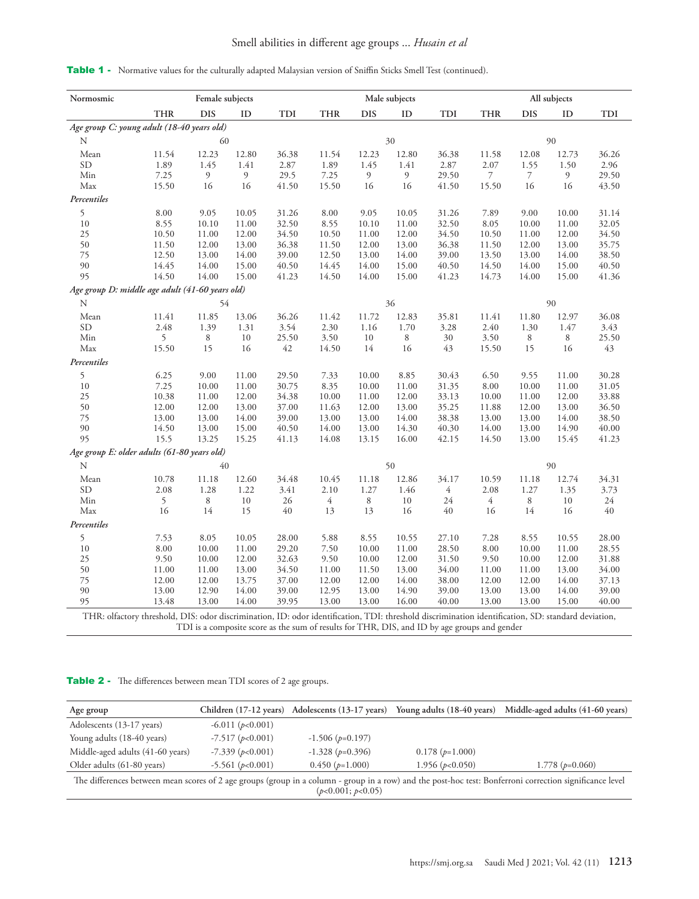**Table 1 -** Normative values for the culturally adapted Malaysian version of Sniffin Sticks Smell Test (continued).

| Normosmic | Female subjects | | | | Male subjects | | | | All subjects | | | |
|---|---|---|---|---|---|---|---|---|---|---|---|---|
| | THR | DIS | ID | TDI | THR | DIS | ID | TDI | THR | DIS | ID | TDI |
| *Age group C: young adult (18-40 years old)* | | | | | | | | | | | | |
| N | 60 | | | | 30 | | | | 90 | | | |
| Mean | 11.54 | 12.23 | 12.80 | 36.38 | 11.54 | 12.23 | 12.80 | 36.38 | 11.58 | 12.08 | 12.73 | 36.26 |
| SD | 1.89 | 1.45 | 1.41 | 2.87 | 1.89 | 1.45 | 1.41 | 2.87 | 2.07 | 1.55 | 1.50 | 2.96 |
| Min | 7.25 | 9 | 9 | 29.5 | 7.25 | 9 | 9 | 29.50 | 7 | 7 | 9 | 29.50 |
| Max | 15.50 | 16 | 16 | 41.50 | 15.50 | 16 | 16 | 41.50 | 15.50 | 16 | 16 | 43.50 |
| *Percentiles* | | | | | | | | | | | | |
| 5 | 8.00 | 9.05 | 10.05 | 31.26 | 8.00 | 9.05 | 10.05 | 31.26 | 7.89 | 9.00 | 10.00 | 31.14 |
| 10 | 8.55 | 10.10 | 11.00 | 32.50 | 8.55 | 10.10 | 11.00 | 32.50 | 8.05 | 10.00 | 11.00 | 32.05 |
| 25 | 10.50 | 11.00 | 12.00 | 34.50 | 10.50 | 11.00 | 12.00 | 34.50 | 10.50 | 11.00 | 12.00 | 34.50 |
| 50 | 11.50 | 12.00 | 13.00 | 36.38 | 11.50 | 12.00 | 13.00 | 36.38 | 11.50 | 12.00 | 13.00 | 35.75 |
| 75 | 12.50 | 13.00 | 14.00 | 39.00 | 12.50 | 13.00 | 14.00 | 39.00 | 13.50 | 13.00 | 14.00 | 38.50 |
| 90 | 14.45 | 14.00 | 15.00 | 40.50 | 14.45 | 14.00 | 15.00 | 40.50 | 14.50 | 14.00 | 15.00 | 40.50 |
| 95 | 14.50 | 14.00 | 15.00 | 41.23 | 14.50 | 14.00 | 15.00 | 41.23 | 14.73 | 14.00 | 15.00 | 41.36 |
| *Age group D: middle age adult (41-60 years old)* | | | | | | | | | | | | |
| N | 54 | | | | 36 | | | | 90 | | | |
| Mean | 11.41 | 11.85 | 13.06 | 36.26 | 11.42 | 11.72 | 12.83 | 35.81 | 11.41 | 11.80 | 12.97 | 36.08 |
| SD | 2.48 | 1.39 | 1.31 | 3.54 | 2.30 | 1.16 | 1.70 | 3.28 | 2.40 | 1.30 | 1.47 | 3.43 |
| Min | 5 | 8 | 10 | 25.50 | 3.50 | 10 | 8 | 30 | 3.50 | 8 | 8 | 25.50 |
| Max | 15.50 | 15 | 16 | 42 | 14.50 | 14 | 16 | 43 | 15.50 | 15 | 16 | 43 |
| *Percentiles* | | | | | | | | | | | | |
| 5 | 6.25 | 9.00 | 11.00 | 29.50 | 7.33 | 10.00 | 8.85 | 30.43 | 6.50 | 9.55 | 11.00 | 30.28 |
| 10 | 7.25 | 10.00 | 11.00 | 30.75 | 8.35 | 10.00 | 11.00 | 31.35 | 8.00 | 10.00 | 11.00 | 31.05 |
| 25 | 10.38 | 11.00 | 12.00 | 34.38 | 10.00 | 11.00 | 12.00 | 33.13 | 10.00 | 11.00 | 12.00 | 33.88 |
| 50 | 12.00 | 12.00 | 13.00 | 37.00 | 11.63 | 12.00 | 13.00 | 35.25 | 11.88 | 12.00 | 13.00 | 36.50 |
| 75 | 13.00 | 13.00 | 14.00 | 39.00 | 13.00 | 13.00 | 14.00 | 38.38 | 13.00 | 13.00 | 14.00 | 38.50 |
| 90 | 14.50 | 13.00 | 15.00 | 40.50 | 14.00 | 13.00 | 14.30 | 40.30 | 14.00 | 13.00 | 14.90 | 40.00 |
| 95 | 15.5 | 13.25 | 15.25 | 41.13 | 14.08 | 13.15 | 16.00 | 42.15 | 14.50 | 13.00 | 15.45 | 41.23 |
| *Age group E: older adults (61-80 years old)* | | | | | | | | | | | | |
| N | 40 | | | | 50 | | | | 90 | | | |
| Mean | 10.78 | 11.18 | 12.60 | 34.48 | 10.45 | 11.18 | 12.86 | 34.17 | 10.59 | 11.18 | 12.74 | 34.31 |
| SD | 2.08 | 1.28 | 1.22 | 3.41 | 2.10 | 1.27 | 1.46 | 4 | 2.08 | 1.27 | 1.35 | 3.73 |
| Min | 5 | 8 | 10 | 26 | 4 | 8 | 10 | 24 | 4 | 8 | 10 | 24 |
| Max | 16 | 14 | 15 | 40 | 13 | 13 | 16 | 40 | 16 | 14 | 16 | 40 |
| *Percentiles* | | | | | | | | | | | | |
| 5 | 7.53 | 8.05 | 10.05 | 28.00 | 5.88 | 8.55 | 10.55 | 27.10 | 7.28 | 8.55 | 10.55 | 28.00 |
| 10 | 8.00 | 10.00 | 11.00 | 29.20 | 7.50 | 10.00 | 11.00 | 28.50 | 8.00 | 10.00 | 11.00 | 28.55 |
| 25 | 9.50 | 10.00 | 12.00 | 32.63 | 9.50 | 10.00 | 12.00 | 31.50 | 9.50 | 10.00 | 12.00 | 31.88 |
| 50 | 11.00 | 11.00 | 13.00 | 34.50 | 11.00 | 11.50 | 13.00 | 34.00 | 11.00 | 11.00 | 13.00 | 34.00 |
| 75 | 12.00 | 12.00 | 13.75 | 37.00 | 12.00 | 12.00 | 14.00 | 38.00 | 12.00 | 12.00 | 14.00 | 37.13 |
| 90 | 13.00 | 12.90 | 14.00 | 39.00 | 12.95 | 13.00 | 14.90 | 39.00 | 13.00 | 13.00 | 14.00 | 39.00 |
| 95 | 13.48 | 13.00 | 14.00 | 39.95 | 13.00 | 13.00 | 16.00 | 40.00 | 13.00 | 13.00 | 15.00 | 40.00 |

THR: olfactory threshold, DIS: odor discrimination, ID: odor identification, TDI: threshold discrimination identification, SD: standard deviation, TDI is a composite score as the sum of results for THR, DIS, and ID by age groups and gender

**Table 2 -** The differences between mean TDI scores of 2 age groups.

| Age group | Children (17-12 years) | Adolescents (13-17 years) | Young adults (18-40 years) | Middle-aged adults (41-60 years) |
|---|---|---|---|---|
| Adolescents (13-17 years) | -6.011 (*p*<0.001) | | | |
| Young adults (18-40 years) | -7.517 (*p*<0.001) | -1.506 (*p*=0.197) | | |
| Middle-aged adults (41-60 years) | -7.339 (*p*<0.001) | -1.328 (*p*=0.396) | 0.178 (*p*=1.000) | |
| Older adults (61-80 years) | -5.561 (*p*<0.001) | 0.450 (*p*=1.000) | 1.956 (*p*<0.050) | 1.778 (*p*=0.060) |

The differences between mean scores of 2 age groups (group in a column - group in a row) and the post-hoc test: Bonferroni correction significance level (*p*<0.001; *p*<0.05)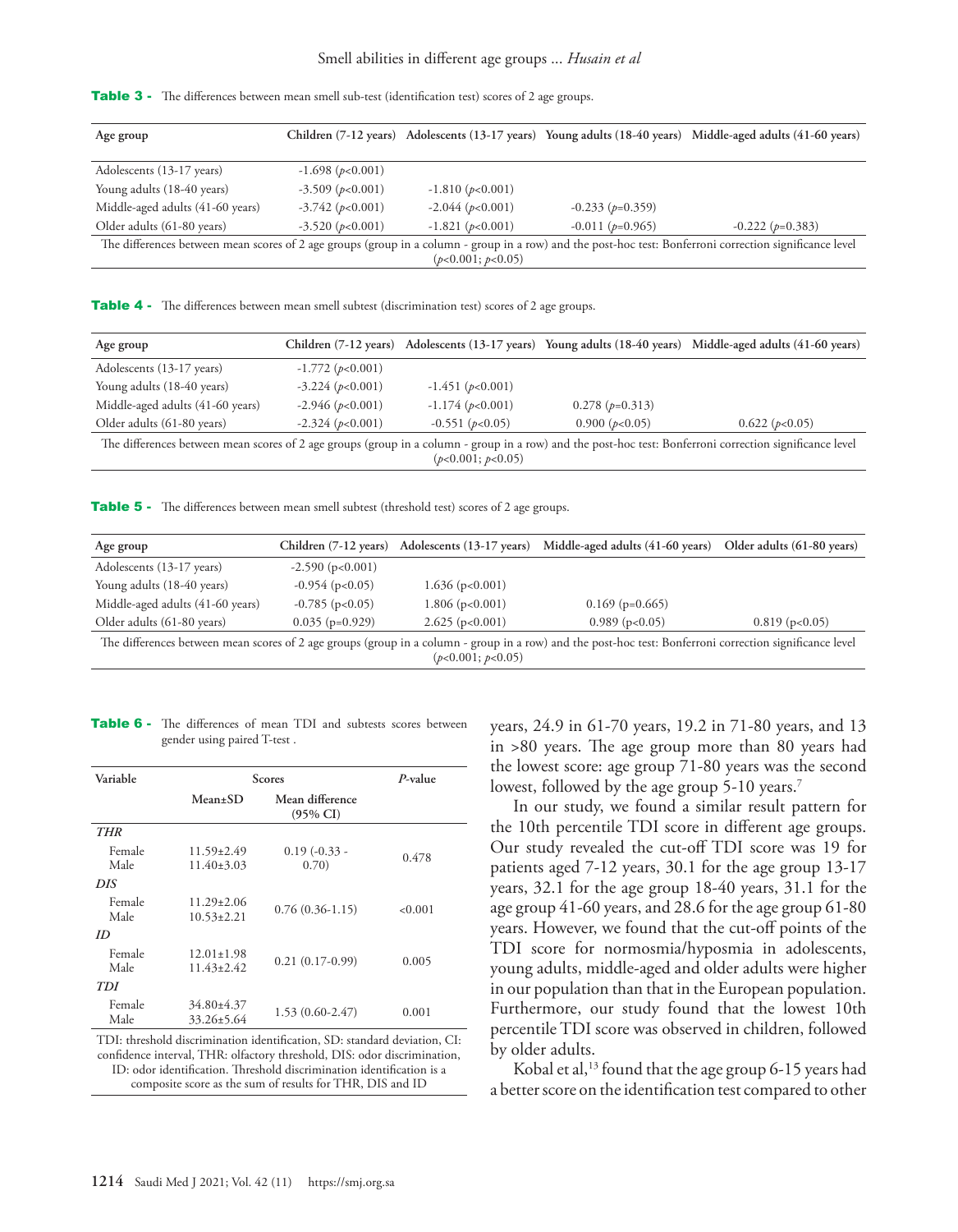**Table 3 -** The differences between mean smell sub-test (identification test) scores of 2 age groups.

| Age group | Children (7-12 years) | Adolescents (13-17 years) | Young adults (18-40 years) | Middle-aged adults (41-60 years) |
|---|---|---|---|---|
| Adolescents (13-17 years) | -1.698 ($p<0.001$) | | | |
| Young adults (18-40 years) | -3.509 ($p<0.001$) | -1.810 ($p<0.001$) | | |
| Middle-aged adults (41-60 years) | -3.742 ($p<0.001$) | -2.044 ($p<0.001$) | -0.233 ($p=0.359$) | |
| Older adults (61-80 years) | -3.520 ($p<0.001$) | -1.821 ($p<0.001$) | -0.011 ($p=0.965$) | -0.222 ($p=0.383$) |

The differences between mean scores of 2 age groups (group in a column - group in a row) and the post-hoc test: Bonferroni correction significance level ($p<0.001$; $p<0.05$)

**Table 4 -** The differences between mean smell subtest (discrimination test) scores of 2 age groups.

| Age group | Children (7-12 years) | Adolescents (13-17 years) | Young adults (18-40 years) | Middle-aged adults (41-60 years) |
|---|---|---|---|---|
| Adolescents (13-17 years) | -1.772 ($p<0.001$) | | | |
| Young adults (18-40 years) | -3.224 ($p<0.001$) | -1.451 ($p<0.001$) | | |
| Middle-aged adults (41-60 years) | -2.946 ($p<0.001$) | -1.174 ($p<0.001$) | 0.278 ($p=0.313$) | |
| Older adults (61-80 years) | -2.324 ($p<0.001$) | -0.551 ($p<0.05$) | 0.900 ($p<0.05$) | 0.622 ($p<0.05$) |

The differences between mean scores of 2 age groups (group in a column - group in a row) and the post-hoc test: Bonferroni correction significance level ($p<0.001$; $p<0.05$)

**Table 5 -** The differences between mean smell subtest (threshold test) scores of 2 age groups.

| Age group | Children (7-12 years) | Adolescents (13-17 years) | Middle-aged adults (41-60 years) | Older adults (61-80 years) |
|---|---|---|---|---|
| Adolescents (13-17 years) | -2.590 ($p<0.001$) | | | |
| Young adults (18-40 years) | -0.954 ($p<0.05$) | 1.636 ($p<0.001$) | | |
| Middle-aged adults (41-60 years) | -0.785 ($p<0.05$) | 1.806 ($p<0.001$) | 0.169 ($p=0.665$) | |
| Older adults (61-80 years) | 0.035 ($p=0.929$) | 2.625 ($p<0.001$) | 0.989 ($p<0.05$) | 0.819 ($p<0.05$) |

The differences between mean scores of 2 age groups (group in a column - group in a row) and the post-hoc test: Bonferroni correction significance level ($p<0.001$; $p<0.05$)

**Table 6 -** The differences of mean TDI and subtests scores between gender using paired T-test .

| Variable | Scores | | *P*-value |
|---|---|---|---|
| | Mean±SD | Mean difference (95% CI) | |
| ***THR*** | | | |
| Female<br>Male | 11.59±2.49<br>11.40±3.03 | 0.19 (-0.33 - 0.70) | 0.478 |
| ***DIS*** | | | |
| Female<br>Male | 11.29±2.06<br>10.53±2.21 | 0.76 (0.36-1.15) | <0.001 |
| ***ID*** | | | |
| Female<br>Male | 12.01±1.98<br>11.43±2.42 | 0.21 (0.17-0.99) | 0.005 |
| ***TDI*** | | | |
| Female<br>Male | 34.80±4.37<br>33.26±5.64 | 1.53 (0.60-2.47) | 0.001 |

TDI: threshold discrimination identification, SD: standard deviation, CI: confidence interval, THR: olfactory threshold, DIS: odor discrimination, ID: odor identification. Threshold discrimination identification is a composite score as the sum of results for THR, DIS and ID

years, 24.9 in 61-70 years, 19.2 in 71-80 years, and 13 in >80 years. The age group more than 80 years had the lowest score: age group 71-80 years was the second lowest, followed by the age group 5-10 years.[7]

In our study, we found a similar result pattern for the 10th percentile TDI score in different age groups. Our study revealed the cut-off TDI score was 19 for patients aged 7-12 years, 30.1 for the age group 13-17 years, 32.1 for the age group 18-40 years, 31.1 for the age group 41-60 years, and 28.6 for the age group 61-80 years. However, we found that the cut-off points of the TDI score for normosmia/hyposmia in adolescents, young adults, middle-aged and older adults were higher in our population than that in the European population. Furthermore, our study found that the lowest 10th percentile TDI score was observed in children, followed by older adults.

Kobal et al,[13] found that the age group 6-15 years had a better score on the identification test compared to other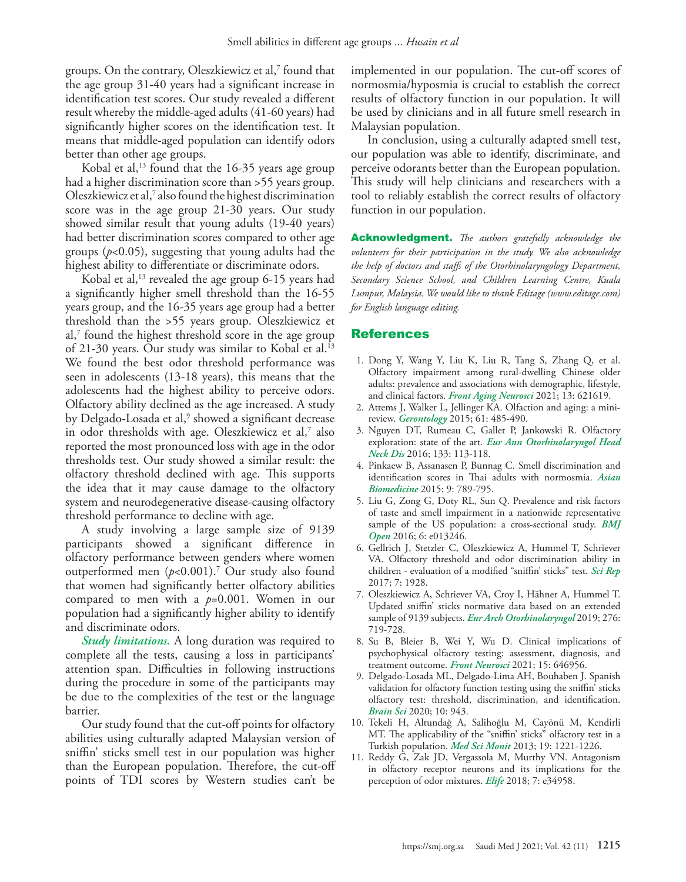groups. On the contrary, Oleszkiewicz et al,[7] found that the age group 31-40 years had a significant increase in identification test scores. Our study revealed a different result whereby the middle-aged adults (41-60 years) had significantly higher scores on the identification test. It means that middle-aged population can identify odors better than other age groups.

Kobal et al,[13] found that the 16-35 years age group had a higher discrimination score than >55 years group. Oleszkiewicz et al,[7] also found the highest discrimination score was in the age group 21-30 years. Our study showed similar result that young adults (19-40 years) had better discrimination scores compared to other age groups ($p<0.05$), suggesting that young adults had the highest ability to differentiate or discriminate odors.

Kobal et al,[13] revealed the age group 6-15 years had a significantly higher smell threshold than the 16-55 years group, and the 16-35 years age group had a better threshold than the >55 years group. Oleszkiewicz et al,[7] found the highest threshold score in the age group of 21-30 years. Our study was similar to Kobal et al.[13] We found the best odor threshold performance was seen in adolescents (13-18 years), this means that the adolescents had the highest ability to perceive odors. Olfactory ability declined as the age increased. A study by Delgado-Losada et al,[9] showed a significant decrease in odor thresholds with age. Oleszkiewicz et al,[7] also reported the most pronounced loss with age in the odor thresholds test. Our study showed a similar result: the olfactory threshold declined with age. This supports the idea that it may cause damage to the olfactory system and neurodegenerative disease-causing olfactory threshold performance to decline with age.

A study involving a large sample size of 9139 participants showed a significant difference in olfactory performance between genders where women outperformed men ($p<0.001$).[7] Our study also found that women had significantly better olfactory abilities compared to men with a $p=0.001$. Women in our population had a significantly higher ability to identify and discriminate odors.

***Study limitations.*** A long duration was required to complete all the tests, causing a loss in participants' attention span. Difficulties in following instructions during the procedure in some of the participants may be due to the complexities of the test or the language barrier.

Our study found that the cut-off points for olfactory abilities using culturally adapted Malaysian version of sniffin' sticks smell test in our population was higher than the European population. Therefore, the cut-off points of TDI scores by Western studies can't be implemented in our population. The cut-off scores of normosmia/hyposmia is crucial to establish the correct results of olfactory function in our population. It will be used by clinicians and in all future smell research in Malaysian population.

In conclusion, using a culturally adapted smell test, our population was able to identify, discriminate, and perceive odorants better than the European population. This study will help clinicians and researchers with a tool to reliably establish the correct results of olfactory function in our population.

**Acknowledgment.** *The authors gratefully acknowledge the volunteers for their participation in the study. We also acknowledge the help of doctors and staffs of the Otorhinolaryngology Department, Secondary Science School, and Children Learning Centre, Kuala Lumpur, Malaysia. We would like to thank Editage (www.editage.com) for English language editing.*

## References

1. Dong Y, Wang Y, Liu K, Liu R, Tang S, Zhang Q, et al. Olfactory impairment among rural-dwelling Chinese older adults: prevalence and associations with demographic, lifestyle, and clinical factors. *Front Aging Neurosci* 2021; 13: 621619.
2. Attems J, Walker L, Jellinger KA. Olfaction and aging: a mini-review. *Gerontology* 2015; 61: 485-490.
3. Nguyen DT, Rumeau C, Gallet P, Jankowski R. Olfactory exploration: state of the art. *Eur Ann Otorhinolaryngol Head Neck Dis* 2016; 133: 113-118.
4. Pinkaew B, Assanasen P, Bunnag C. Smell discrimination and identification scores in Thai adults with normosmia. *Asian Biomedicine* 2015; 9: 789-795.
5. Liu G, Zong G, Doty RL, Sun Q. Prevalence and risk factors of taste and smell impairment in a nationwide representative sample of the US population: a cross-sectional study. *BMJ Open* 2016; 6: e013246.
6. Gellrich J, Stetzler C, Oleszkiewicz A, Hummel T, Schriever VA. Olfactory threshold and odor discrimination ability in children - evaluation of a modified "sniffin' sticks" test. *Sci Rep* 2017; 7: 1928.
7. Oleszkiewicz A, Schriever VA, Croy I, Hähner A, Hummel T. Updated sniffin' sticks normative data based on an extended sample of 9139 subjects. *Eur Arch Otorhinolaryngol* 2019; 276: 719-728.
8. Su B, Bleier B, Wei Y, Wu D. Clinical implications of psychophysical olfactory testing: assessment, diagnosis, and treatment outcome. *Front Neurosci* 2021; 15: 646956.
9. Delgado-Losada ML, Delgado-Lima AH, Bouhaben J. Spanish validation for olfactory function testing using the sniffin' sticks olfactory test: threshold, discrimination, and identification. *Brain Sci* 2020; 10: 943.
10. Tekeli H, Altundağ A, Salihoğlu M, Cayönü M, Kendirli MT. The applicability of the "sniffin' sticks" olfactory test in a Turkish population. *Med Sci Monit* 2013; 19: 1221-1226.
11. Reddy G, Zak JD, Vergassola M, Murthy VN. Antagonism in olfactory receptor neurons and its implications for the perception of odor mixtures. *Elife* 2018; 7: e34958.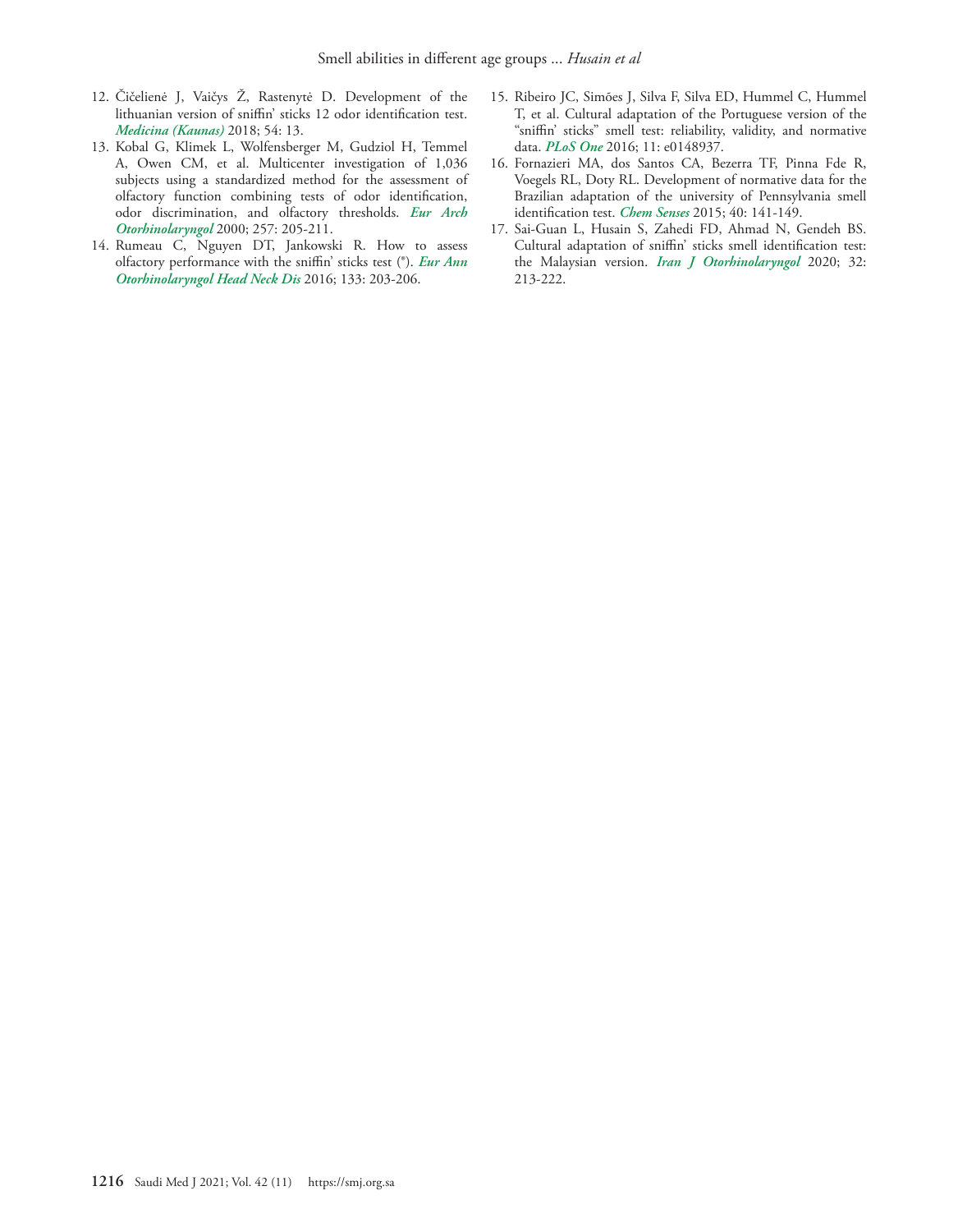12. Čičelienė J, Vaičys Ž, Rastenytė D. Development of the lithuanian version of sniffin' sticks 12 odor identification test. *Medicina (Kaunas)* 2018; 54: 13.
13. Kobal G, Klimek L, Wolfensberger M, Gudziol H, Temmel A, Owen CM, et al. Multicenter investigation of 1,036 subjects using a standardized method for the assessment of olfactory function combining tests of odor identification, odor discrimination, and olfactory thresholds. *Eur Arch Otorhinolaryngol* 2000; 257: 205-211.
14. Rumeau C, Nguyen DT, Jankowski R. How to assess olfactory performance with the sniffin' sticks test (®). *Eur Ann Otorhinolaryngol Head Neck Dis* 2016; 133: 203-206.
15. Ribeiro JC, Simões J, Silva F, Silva ED, Hummel C, Hummel T, et al. Cultural adaptation of the Portuguese version of the "sniffin' sticks" smell test: reliability, validity, and normative data. *PLoS One* 2016; 11: e0148937.
16. Fornazieri MA, dos Santos CA, Bezerra TF, Pinna Fde R, Voegels RL, Doty RL. Development of normative data for the Brazilian adaptation of the university of Pennsylvania smell identification test. *Chem Senses* 2015; 40: 141-149.
17. Sai-Guan L, Husain S, Zahedi FD, Ahmad N, Gendeh BS. Cultural adaptation of sniffin' sticks smell identification test: the Malaysian version. *Iran J Otorhinolaryngol* 2020; 32: 213-222.